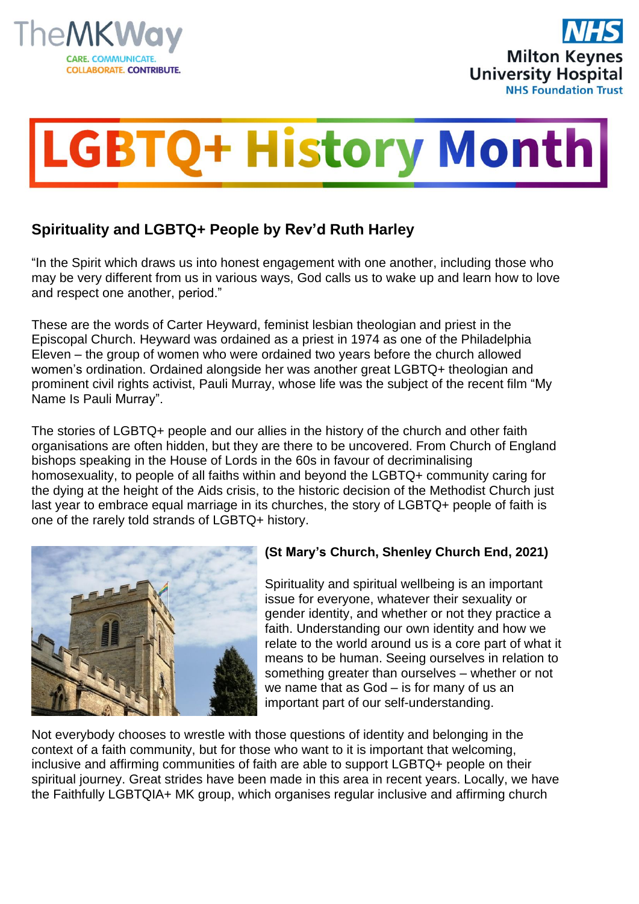TheMKWay

CARE. COMMUNICATE. COLLABORATE. CONTRIBUTE.

NHS Milton Keynes University Hospital NHS Foundation Trust

# LGBTQ+ History Month

## Spirituality and LGBTQ+ People by Rev'd Ruth Harley

"In the Spirit which draws us into honest engagement with one another, including those who may be very different from us in various ways, God calls us to wake up and learn how to love and respect one another, period."

These are the words of Carter Heyward, feminist lesbian theologian and priest in the Episcopal Church. Heyward was ordained as a priest in 1974 as one of the Philadelphia Eleven – the group of women who were ordained two years before the church allowed women's ordination. Ordained alongside her was another great LGBTQ+ theologian and prominent civil rights activist, Pauli Murray, whose life was the subject of the recent film "My Name Is Pauli Murray".

The stories of LGBTQ+ people and our allies in the history of the church and other faith organisations are often hidden, but they are there to be uncovered. From Church of England bishops speaking in the House of Lords in the 60s in favour of decriminalising homosexuality, to people of all faiths within and beyond the LGBTQ+ community caring for the dying at the height of the Aids crisis, to the historic decision of the Methodist Church just last year to embrace equal marriage in its churches, the story of LGBTQ+ people of faith is one of the rarely told strands of LGBTQ+ history.

**(St Mary's Church, Shenley Church End, 2021)**

Spirituality and spiritual wellbeing is an important issue for everyone, whatever their sexuality or gender identity, and whether or not they practice a faith. Understanding our own identity and how we relate to the world around us is a core part of what it means to be human. Seeing ourselves in relation to something greater than ourselves – whether or not we name that as God – is for many of us an important part of our self-understanding.

Not everybody chooses to wrestle with those questions of identity and belonging in the context of a faith community, but for those who want to it is important that welcoming, inclusive and affirming communities of faith are able to support LGBTQ+ people on their spiritual journey. Great strides have been made in this area in recent years. Locally, we have the Faithfully LGBTQIA+ MK group, which organises regular inclusive and affirming church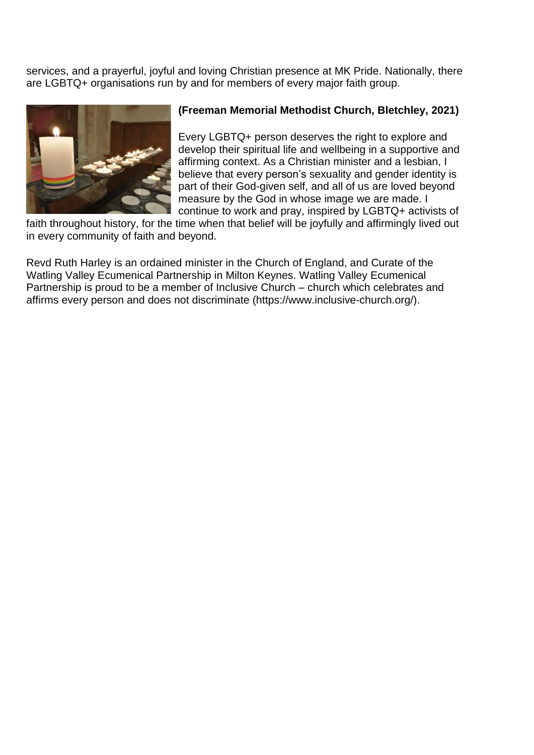services, and a prayerful, joyful and loving Christian presence at MK Pride. Nationally, there are LGBTQ+ organisations run by and for members of every major faith group.

**(Freeman Memorial Methodist Church, Bletchley, 2021)**

Every LGBTQ+ person deserves the right to explore and develop their spiritual life and wellbeing in a supportive and affirming context. As a Christian minister and a lesbian, I believe that every person's sexuality and gender identity is part of their God-given self, and all of us are loved beyond measure by the God in whose image we are made. I continue to work and pray, inspired by LGBTQ+ activists of faith throughout history, for the time when that belief will be joyfully and affirmingly lived out in every community of faith and beyond.

Revd Ruth Harley is an ordained minister in the Church of England, and Curate of the Watling Valley Ecumenical Partnership in Milton Keynes. Watling Valley Ecumenical Partnership is proud to be a member of Inclusive Church – church which celebrates and affirms every person and does not discriminate (https://www.inclusive-church.org/).